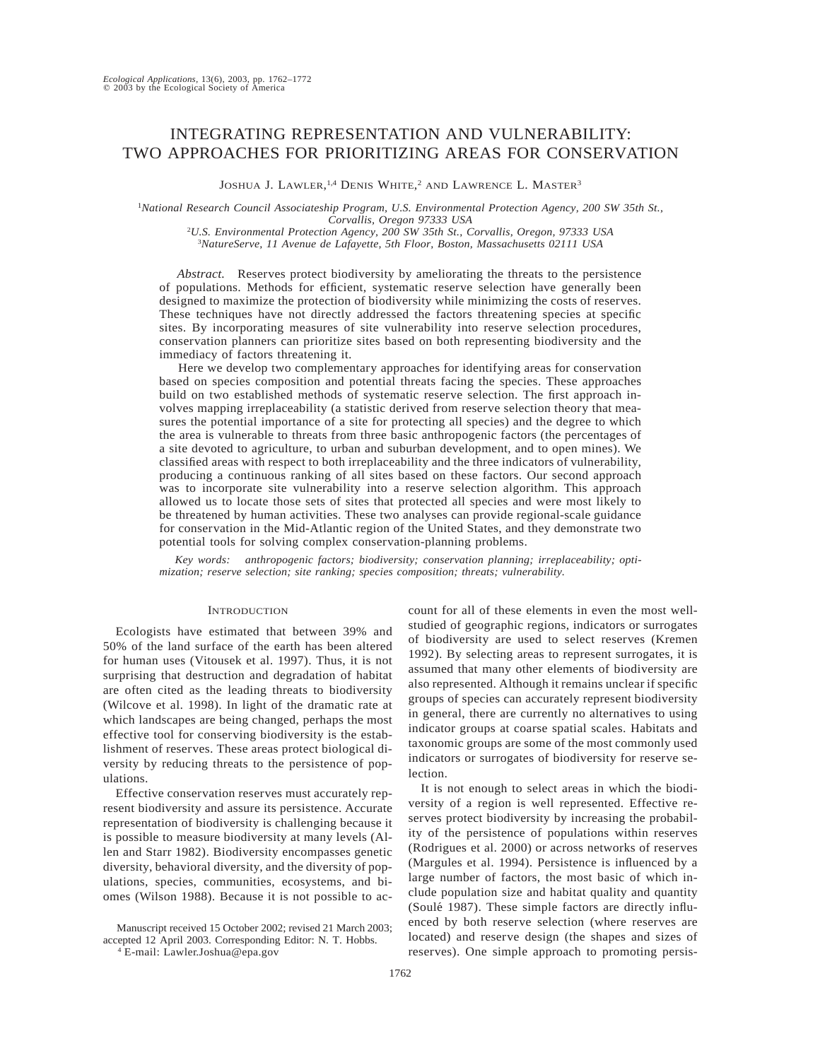# INTEGRATING REPRESENTATION AND VULNERABILITY: TWO APPROACHES FOR PRIORITIZING AREAS FOR CONSERVATION

JOSHUA J. LAWLER,[1,4] DENIS WHITE,[2] AND LAWRENCE L. MASTER[3]

[1]*National Research Council Associateship Program, U.S. Environmental Protection Agency, 200 SW 35th St., Corvallis, Oregon 97333 USA*
[2]*U.S. Environmental Protection Agency, 200 SW 35th St., Corvallis, Oregon, 97333 USA*
[3]*NatureServe, 11 Avenue de Lafayette, 5th Floor, Boston, Massachusetts 02111 USA*

*Abstract.* Reserves protect biodiversity by ameliorating the threats to the persistence of populations. Methods for efficient, systematic reserve selection have generally been designed to maximize the protection of biodiversity while minimizing the costs of reserves. These techniques have not directly addressed the factors threatening species at specific sites. By incorporating measures of site vulnerability into reserve selection procedures, conservation planners can prioritize sites based on both representing biodiversity and the immediacy of factors threatening it.

Here we develop two complementary approaches for identifying areas for conservation based on species composition and potential threats facing the species. These approaches build on two established methods of systematic reserve selection. The first approach involves mapping irreplaceability (a statistic derived from reserve selection theory that measures the potential importance of a site for protecting all species) and the degree to which the area is vulnerable to threats from three basic anthropogenic factors (the percentages of a site devoted to agriculture, to urban and suburban development, and to open mines). We classified areas with respect to both irreplaceability and the three indicators of vulnerability, producing a continuous ranking of all sites based on these factors. Our second approach was to incorporate site vulnerability into a reserve selection algorithm. This approach allowed us to locate those sets of sites that protected all species and were most likely to be threatened by human activities. These two analyses can provide regional-scale guidance for conservation in the Mid-Atlantic region of the United States, and they demonstrate two potential tools for solving complex conservation-planning problems.

*Key words: anthropogenic factors; biodiversity; conservation planning; irreplaceability; optimization; reserve selection; site ranking; species composition; threats; vulnerability.*

## INTRODUCTION

Ecologists have estimated that between 39% and 50% of the land surface of the earth has been altered for human uses (Vitousek et al. 1997). Thus, it is not surprising that destruction and degradation of habitat are often cited as the leading threats to biodiversity (Wilcove et al. 1998). In light of the dramatic rate at which landscapes are being changed, perhaps the most effective tool for conserving biodiversity is the establishment of reserves. These areas protect biological diversity by reducing threats to the persistence of populations.

Effective conservation reserves must accurately represent biodiversity and assure its persistence. Accurate representation of biodiversity is challenging because it is possible to measure biodiversity at many levels (Allen and Starr 1982). Biodiversity encompasses genetic diversity, behavioral diversity, and the diversity of populations, species, communities, ecosystems, and biomes (Wilson 1988). Because it is not possible to account for all of these elements in even the most well-studied of geographic regions, indicators or surrogates of biodiversity are used to select reserves (Kremen 1992). By selecting areas to represent surrogates, it is assumed that many other elements of biodiversity are also represented. Although it remains unclear if specific groups of species can accurately represent biodiversity in general, there are currently no alternatives to using indicator groups at coarse spatial scales. Habitats and taxonomic groups are some of the most commonly used indicators or surrogates of biodiversity for reserve selection.

It is not enough to select areas in which the biodiversity of a region is well represented. Effective reserves protect biodiversity by increasing the probability of the persistence of populations within reserves (Rodrigues et al. 2000) or across networks of reserves (Margules et al. 1994). Persistence is influenced by a large number of factors, the most basic of which include population size and habitat quality and quantity (Soulé 1987). These simple factors are directly influenced by both reserve selection (where reserves are located) and reserve design (the shapes and sizes of reserves). One simple approach to promoting persis-

Manuscript received 15 October 2002; revised 21 March 2003; accepted 12 April 2003. Corresponding Editor: N. T. Hobbs.

[4] E-mail: Lawler.Joshua@epa.gov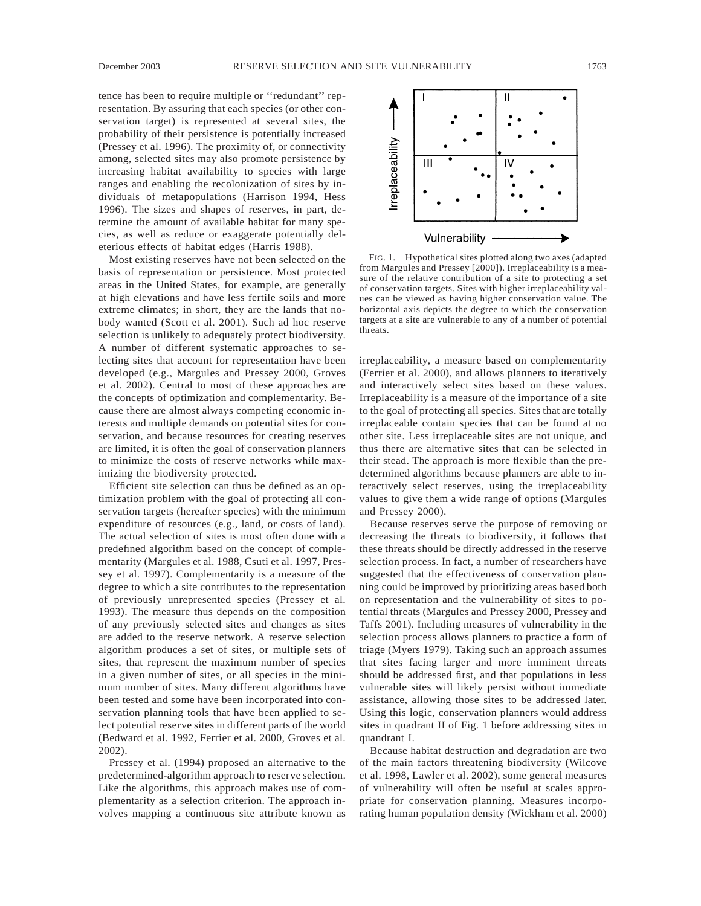tence has been to require multiple or ''redundant'' representation. By assuring that each species (or other conservation target) is represented at several sites, the probability of their persistence is potentially increased (Pressey et al. 1996). The proximity of, or connectivity among, selected sites may also promote persistence by increasing habitat availability to species with large ranges and enabling the recolonization of sites by individuals of metapopulations (Harrison 1994, Hess 1996). The sizes and shapes of reserves, in part, determine the amount of available habitat for many species, as well as reduce or exaggerate potentially deleterious effects of habitat edges (Harris 1988).

Most existing reserves have not been selected on the basis of representation or persistence. Most protected areas in the United States, for example, are generally at high elevations and have less fertile soils and more extreme climates; in short, they are the lands that nobody wanted (Scott et al. 2001). Such ad hoc reserve selection is unlikely to adequately protect biodiversity. A number of different systematic approaches to selecting sites that account for representation have been developed (e.g., Margules and Pressey 2000, Groves et al. 2002). Central to most of these approaches are the concepts of optimization and complementarity. Because there are almost always competing economic interests and multiple demands on potential sites for conservation, and because resources for creating reserves are limited, it is often the goal of conservation planners to minimize the costs of reserve networks while maximizing the biodiversity protected.

Efficient site selection can thus be defined as an optimization problem with the goal of protecting all conservation targets (hereafter species) with the minimum expenditure of resources (e.g., land, or costs of land). The actual selection of sites is most often done with a predefined algorithm based on the concept of complementarity (Margules et al. 1988, Csuti et al. 1997, Pressey et al. 1997). Complementarity is a measure of the degree to which a site contributes to the representation of previously unrepresented species (Pressey et al. 1993). The measure thus depends on the composition of any previously selected sites and changes as sites are added to the reserve network. A reserve selection algorithm produces a set of sites, or multiple sets of sites, that represent the maximum number of species in a given number of sites, or all species in the minimum number of sites. Many different algorithms have been tested and some have been incorporated into conservation planning tools that have been applied to select potential reserve sites in different parts of the world (Bedward et al. 1992, Ferrier et al. 2000, Groves et al. 2002).

Pressey et al. (1994) proposed an alternative to the predetermined-algorithm approach to reserve selection. Like the algorithms, this approach makes use of complementarity as a selection criterion. The approach involves mapping a continuous site attribute known as irreplaceability, a measure based on complementarity (Ferrier et al. 2000), and allows planners to iteratively and interactively select sites based on these values. Irreplaceability is a measure of the importance of a site to the goal of protecting all species. Sites that are totally irreplaceable contain species that can be found at no other site. Less irreplaceable sites are not unique, and thus there are alternative sites that can be selected in their stead. The approach is more flexible than the predetermined algorithms because planners are able to interactively select reserves, using the irreplaceability values to give them a wide range of options (Margules and Pressey 2000).

FIG. 1. Hypothetical sites plotted along two axes (adapted from Margules and Pressey [2000]). Irreplaceability is a measure of the relative contribution of a site to protecting a set of conservation targets. Sites with higher irreplaceability values can be viewed as having higher conservation value. The horizontal axis depicts the degree to which the conservation targets at a site are vulnerable to any of a number of potential threats.

Because reserves serve the purpose of removing or decreasing the threats to biodiversity, it follows that these threats should be directly addressed in the reserve selection process. In fact, a number of researchers have suggested that the effectiveness of conservation planning could be improved by prioritizing areas based both on representation and the vulnerability of sites to potential threats (Margules and Pressey 2000, Pressey and Taffs 2001). Including measures of vulnerability in the selection process allows planners to practice a form of triage (Myers 1979). Taking such an approach assumes that sites facing larger and more imminent threats should be addressed first, and that populations in less vulnerable sites will likely persist without immediate assistance, allowing those sites to be addressed later. Using this logic, conservation planners would address sites in quadrant II of Fig. 1 before addressing sites in quadrant I.

Because habitat destruction and degradation are two of the main factors threatening biodiversity (Wilcove et al. 1998, Lawler et al. 2002), some general measures of vulnerability will often be useful at scales appropriate for conservation planning. Measures incorporating human population density (Wickham et al. 2000)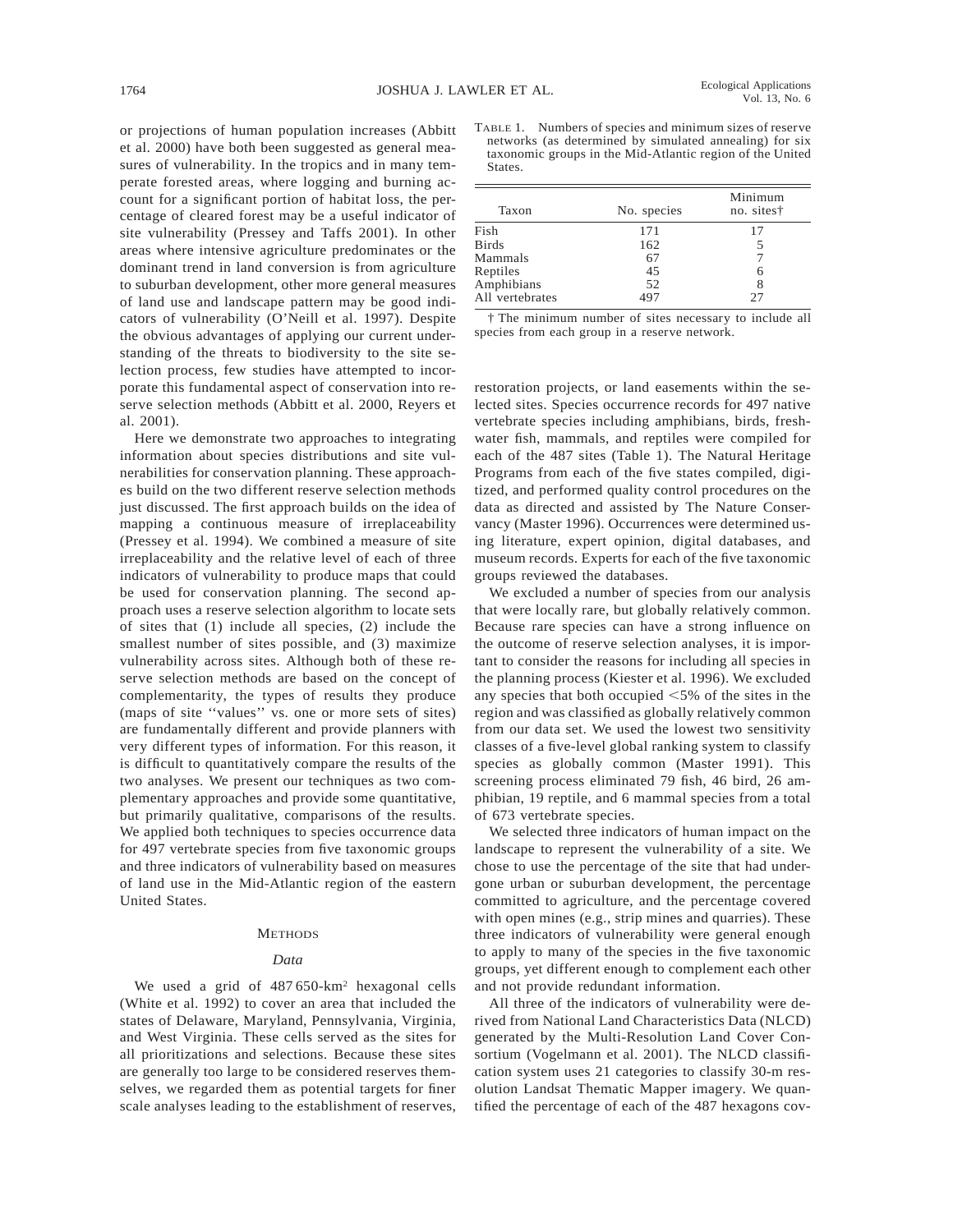or projections of human population increases (Abbitt et al. 2000) have both been suggested as general measures of vulnerability. In the tropics and in many temperate forested areas, where logging and burning account for a significant portion of habitat loss, the percentage of cleared forest may be a useful indicator of site vulnerability (Pressey and Taffs 2001). In other areas where intensive agriculture predominates or the dominant trend in land conversion is from agriculture to suburban development, other more general measures of land use and landscape pattern may be good indicators of vulnerability (O'Neill et al. 1997). Despite the obvious advantages of applying our current understanding of the threats to biodiversity to the site selection process, few studies have attempted to incorporate this fundamental aspect of conservation into reserve selection methods (Abbitt et al. 2000, Reyers et al. 2001).

Here we demonstrate two approaches to integrating information about species distributions and site vulnerabilities for conservation planning. These approaches build on the two different reserve selection methods just discussed. The first approach builds on the idea of mapping a continuous measure of irreplaceability (Pressey et al. 1994). We combined a measure of site irreplaceability and the relative level of each of three indicators of vulnerability to produce maps that could be used for conservation planning. The second approach uses a reserve selection algorithm to locate sets of sites that (1) include all species, (2) include the smallest number of sites possible, and (3) maximize vulnerability across sites. Although both of these reserve selection methods are based on the concept of complementarity, the types of results they produce (maps of site ''values'' vs. one or more sets of sites) are fundamentally different and provide planners with very different types of information. For this reason, it is difficult to quantitatively compare the results of the two analyses. We present our techniques as two complementary approaches and provide some quantitative, but primarily qualitative, comparisons of the results. We applied both techniques to species occurrence data for 497 vertebrate species from five taxonomic groups and three indicators of vulnerability based on measures of land use in the Mid-Atlantic region of the eastern United States.

## METHODS

### *Data*

We used a grid of 487 650-km$^2$ hexagonal cells (White et al. 1992) to cover an area that included the states of Delaware, Maryland, Pennsylvania, Virginia, and West Virginia. These cells served as the sites for all prioritizations and selections. Because these sites are generally too large to be considered reserves themselves, we regarded them as potential targets for finer scale analyses leading to the establishment of reserves, restoration projects, or land easements within the selected sites. Species occurrence records for 497 native vertebrate species including amphibians, birds, freshwater fish, mammals, and reptiles were compiled for each of the 487 sites (Table 1). The Natural Heritage Programs from each of the five states compiled, digitized, and performed quality control procedures on the data as directed and assisted by The Nature Conservancy (Master 1996). Occurrences were determined using literature, expert opinion, digital databases, and museum records. Experts for each of the five taxonomic groups reviewed the databases.

TABLE 1. Numbers of species and minimum sizes of reserve networks (as determined by simulated annealing) for six taxonomic groups in the Mid-Atlantic region of the United States.

| Taxon | No. species | Minimum no. sites† |
|---|---|---|
| Fish | 171 | 17 |
| Birds | 162 | 5 |
| Mammals | 67 | 7 |
| Reptiles | 45 | 6 |
| Amphibians | 52 | 8 |
| All vertebrates | 497 | 27 |

† The minimum number of sites necessary to include all species from each group in a reserve network.

We excluded a number of species from our analysis that were locally rare, but globally relatively common. Because rare species can have a strong influence on the outcome of reserve selection analyses, it is important to consider the reasons for including all species in the planning process (Kiester et al. 1996). We excluded any species that both occupied <5% of the sites in the region and was classified as globally relatively common from our data set. We used the lowest two sensitivity classes of a five-level global ranking system to classify species as globally common (Master 1991). This screening process eliminated 79 fish, 46 bird, 26 amphibian, 19 reptile, and 6 mammal species from a total of 673 vertebrate species.

We selected three indicators of human impact on the landscape to represent the vulnerability of a site. We chose to use the percentage of the site that had undergone urban or suburban development, the percentage committed to agriculture, and the percentage covered with open mines (e.g., strip mines and quarries). These three indicators of vulnerability were general enough to apply to many of the species in the five taxonomic groups, yet different enough to complement each other and not provide redundant information.

All three of the indicators of vulnerability were derived from National Land Characteristics Data (NLCD) generated by the Multi-Resolution Land Cover Consortium (Vogelmann et al. 2001). The NLCD classification system uses 21 categories to classify 30-m resolution Landsat Thematic Mapper imagery. We quantified the percentage of each of the 487 hexagons cov-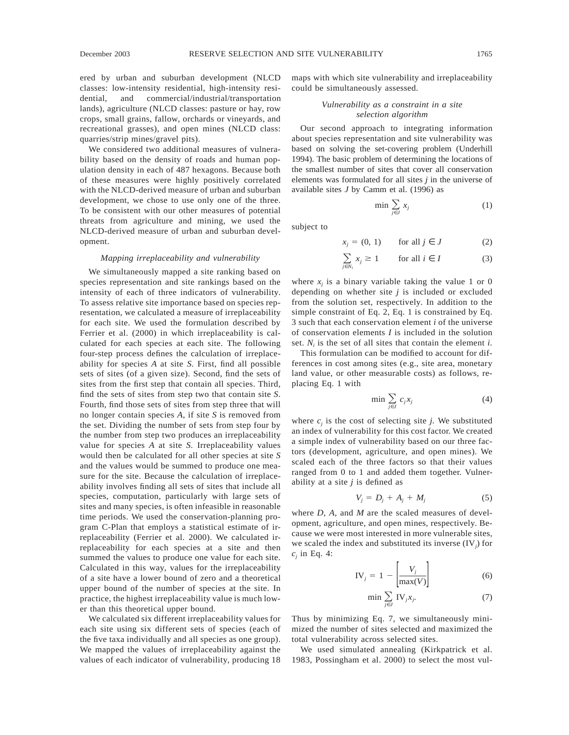ered by urban and suburban development (NLCD classes: low-intensity residential, high-intensity residential, and commercial/industrial/transportation lands), agriculture (NLCD classes: pasture or hay, row crops, small grains, fallow, orchards or vineyards, and recreational grasses), and open mines (NLCD class: quarries/strip mines/gravel pits).

We considered two additional measures of vulnerability based on the density of roads and human population density in each of 487 hexagons. Because both of these measures were highly positively correlated with the NLCD-derived measure of urban and suburban development, we chose to use only one of the three. To be consistent with our other measures of potential threats from agriculture and mining, we used the NLCD-derived measure of urban and suburban development.

### *Mapping irreplaceability and vulnerability*

We simultaneously mapped a site ranking based on species representation and site rankings based on the intensity of each of three indicators of vulnerability. To assess relative site importance based on species representation, we calculated a measure of irreplaceability for each site. We used the formulation described by Ferrier et al. (2000) in which irreplaceability is calculated for each species at each site. The following four-step process defines the calculation of irreplaceability for species *A* at site *S*. First, find all possible sets of sites (of a given size). Second, find the sets of sites from the first step that contain all species. Third, find the sets of sites from step two that contain site *S*. Fourth, find those sets of sites from step three that will no longer contain species *A*, if site *S* is removed from the set. Dividing the number of sets from step four by the number from step two produces an irreplaceability value for species *A* at site *S*. Irreplaceability values would then be calculated for all other species at site *S* and the values would be summed to produce one measure for the site. Because the calculation of irreplaceability involves finding all sets of sites that include all species, computation, particularly with large sets of sites and many species, is often infeasible in reasonable time periods. We used the conservation-planning program C-Plan that employs a statistical estimate of irreplaceability (Ferrier et al. 2000). We calculated irreplaceability for each species at a site and then summed the values to produce one value for each site. Calculated in this way, values for the irreplaceability of a site have a lower bound of zero and a theoretical upper bound of the number of species at the site. In practice, the highest irreplaceability value is much lower than this theoretical upper bound.

We calculated six different irreplaceability values for each site using six different sets of species (each of the five taxa individually and all species as one group). We mapped the values of irreplaceability against the values of each indicator of vulnerability, producing 18 maps with which site vulnerability and irreplaceability could be simultaneously assessed.

### *Vulnerability as a constraint in a site selection algorithm*

Our second approach to integrating information about species representation and site vulnerability was based on solving the set-covering problem (Underhill 1994). The basic problem of determining the locations of the smallest number of sites that cover all conservation elements was formulated for all sites $j$ in the universe of available sites $J$ by Camm et al. (1996) as

$$\min \sum_{j \in J} x_j \tag{1}$$

subject to

$$x_j = (0, 1) \qquad \text{for all } j \in J \tag{2}$$

$$\sum_{j \in N_i} x_j \geq 1 \qquad \text{for all } i \in I \tag{3}$$

where $x_j$ is a binary variable taking the value 1 or 0 depending on whether site $j$ is included or excluded from the solution set, respectively. In addition to the simple constraint of Eq. 2, Eq. 1 is constrained by Eq. 3 such that each conservation element $i$ of the universe of conservation elements $I$ is included in the solution set. $N_i$ is the set of all sites that contain the element $i$.

This formulation can be modified to account for differences in cost among sites (e.g., site area, monetary land value, or other measurable costs) as follows, replacing Eq. 1 with

$$\min \sum_{j \in J} c_j x_j \tag{4}$$

where $c_j$ is the cost of selecting site $j$. We substituted an index of vulnerability for this cost factor. We created a simple index of vulnerability based on our three factors (development, agriculture, and open mines). We scaled each of the three factors so that their values ranged from 0 to 1 and added them together. Vulnerability at a site $j$ is defined as

$$V_j = D_j + A_j + M_j \tag{5}$$

where $D$, $A$, and $M$ are the scaled measures of development, agriculture, and open mines, respectively. Because we were most interested in more vulnerable sites, we scaled the index and substituted its inverse ($\text{IV}_j$) for $c_j$ in Eq. 4:

$$\text{IV}_j = 1 - \left[\frac{V_j}{\max(V)}\right] \tag{6}$$

$$\min \sum_{j \in J} \text{IV}_j x_j. \tag{7}$$

Thus by minimizing Eq. 7, we simultaneously minimized the number of sites selected and maximized the total vulnerability across selected sites.

We used simulated annealing (Kirkpatrick et al. 1983, Possingham et al. 2000) to select the most vul-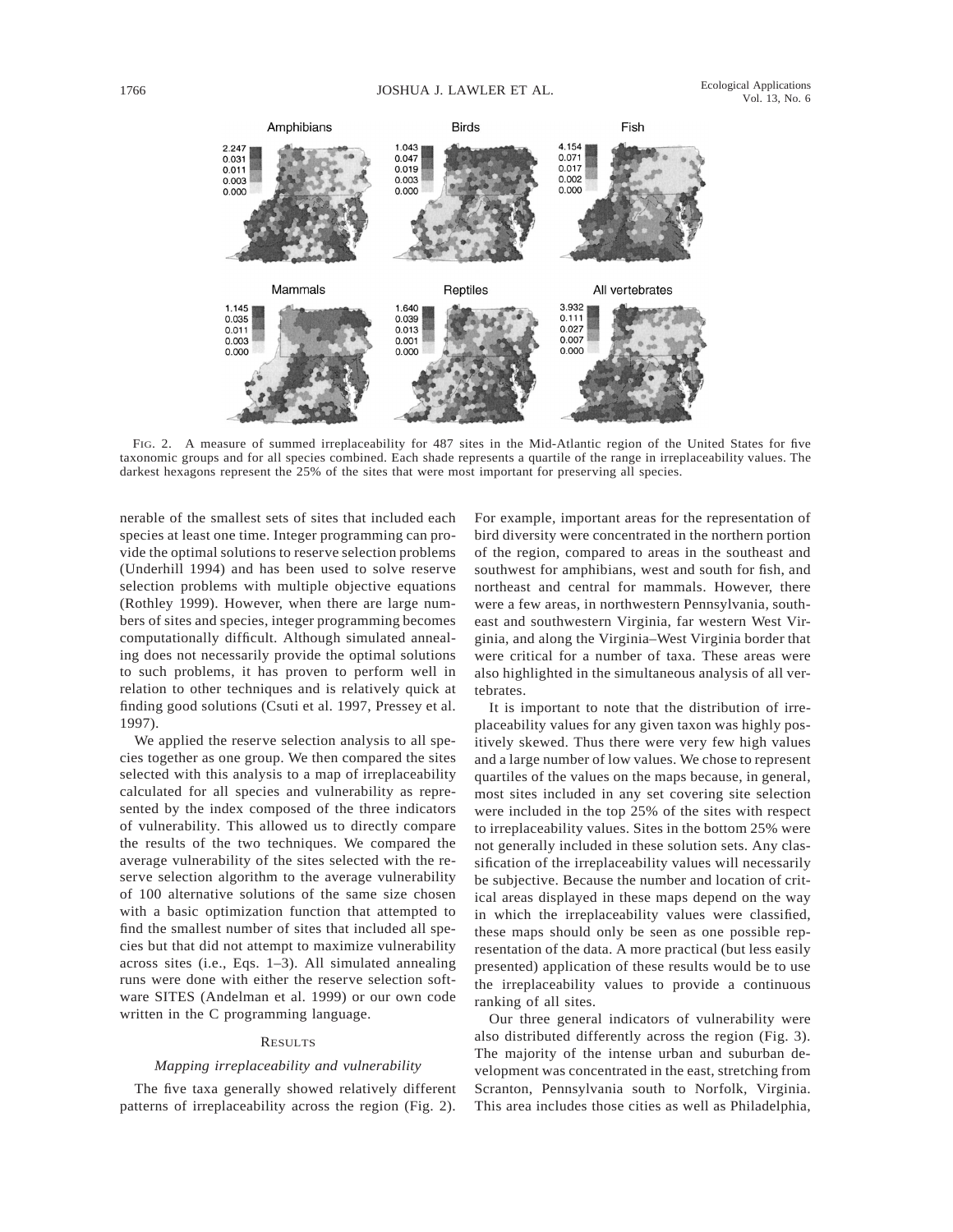Amphibians

2.247
0.031
0.011
0.003
0.000

Birds

1.043
0.047
0.019
0.003
0.000

Fish

4.154
0.071
0.017
0.002
0.000

Mammals

1.145
0.035
0.011
0.003
0.000

Reptiles

1.640
0.039
0.013
0.001
0.000

All vertebrates

3.932
0.111
0.027
0.007
0.000

FIG. 2. A measure of summed irreplaceability for 487 sites in the Mid-Atlantic region of the United States for five taxonomic groups and for all species combined. Each shade represents a quartile of the range in irreplaceability values. The darkest hexagons represent the 25% of the sites that were most important for preserving all species.

nerable of the smallest sets of sites that included each species at least one time. Integer programming can provide the optimal solutions to reserve selection problems (Underhill 1994) and has been used to solve reserve selection problems with multiple objective equations (Rothley 1999). However, when there are large numbers of sites and species, integer programming becomes computationally difficult. Although simulated annealing does not necessarily provide the optimal solutions to such problems, it has proven to perform well in relation to other techniques and is relatively quick at finding good solutions (Csuti et al. 1997, Pressey et al. 1997).

We applied the reserve selection analysis to all species together as one group. We then compared the sites selected with this analysis to a map of irreplaceability calculated for all species and vulnerability as represented by the index composed of the three indicators of vulnerability. This allowed us to directly compare the results of the two techniques. We compared the average vulnerability of the sites selected with the reserve selection algorithm to the average vulnerability of 100 alternative solutions of the same size chosen with a basic optimization function that attempted to find the smallest number of sites that included all species but that did not attempt to maximize vulnerability across sites (i.e., Eqs. 1–3). All simulated annealing runs were done with either the reserve selection software SITES (Andelman et al. 1999) or our own code written in the C programming language.

## RESULTS

### *Mapping irreplaceability and vulnerability*

The five taxa generally showed relatively different patterns of irreplaceability across the region (Fig. 2). For example, important areas for the representation of bird diversity were concentrated in the northern portion of the region, compared to areas in the southeast and southwest for amphibians, west and south for fish, and northeast and central for mammals. However, there were a few areas, in northwestern Pennsylvania, southeast and southwestern Virginia, far western West Virginia, and along the Virginia–West Virginia border that were critical for a number of taxa. These areas were also highlighted in the simultaneous analysis of all vertebrates.

It is important to note that the distribution of irreplaceability values for any given taxon was highly positively skewed. Thus there were very few high values and a large number of low values. We chose to represent quartiles of the values on the maps because, in general, most sites included in any set covering site selection were included in the top 25% of the sites with respect to irreplaceability values. Sites in the bottom 25% were not generally included in these solution sets. Any classification of the irreplaceability values will necessarily be subjective. Because the number and location of critical areas displayed in these maps depend on the way in which the irreplaceability values were classified, these maps should only be seen as one possible representation of the data. A more practical (but less easily presented) application of these results would be to use the irreplaceability values to provide a continuous ranking of all sites.

Our three general indicators of vulnerability were also distributed differently across the region (Fig. 3). The majority of the intense urban and suburban development was concentrated in the east, stretching from Scranton, Pennsylvania south to Norfolk, Virginia. This area includes those cities as well as Philadelphia,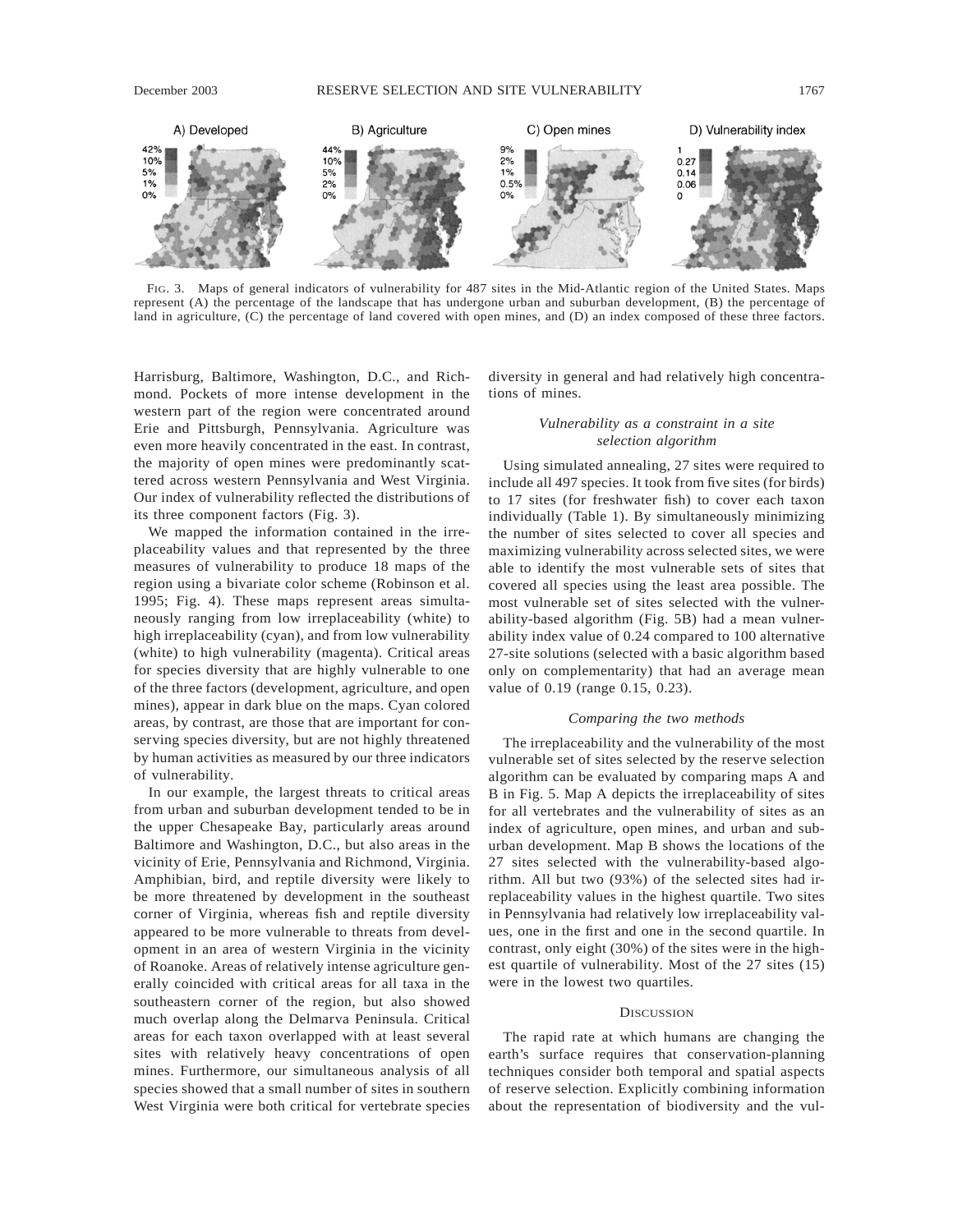A) Developed

42%
10%
5%
1%
0%

B) Agriculture

44%
10%
5%
2%
0%

C) Open mines

9%
2%
1%
0.5%
0%

D) Vulnerability index

1
0.27
0.14
0.06
0

FIG. 3. Maps of general indicators of vulnerability for 487 sites in the Mid-Atlantic region of the United States. Maps represent (A) the percentage of the landscape that has undergone urban and suburban development, (B) the percentage of land in agriculture, (C) the percentage of land covered with open mines, and (D) an index composed of these three factors.

Harrisburg, Baltimore, Washington, D.C., and Richmond. Pockets of more intense development in the western part of the region were concentrated around Erie and Pittsburgh, Pennsylvania. Agriculture was even more heavily concentrated in the east. In contrast, the majority of open mines were predominantly scattered across western Pennsylvania and West Virginia. Our index of vulnerability reflected the distributions of its three component factors (Fig. 3).

We mapped the information contained in the irreplaceability values and that represented by the three measures of vulnerability to produce 18 maps of the region using a bivariate color scheme (Robinson et al. 1995; Fig. 4). These maps represent areas simultaneously ranging from low irreplaceability (white) to high irreplaceability (cyan), and from low vulnerability (white) to high vulnerability (magenta). Critical areas for species diversity that are highly vulnerable to one of the three factors (development, agriculture, and open mines), appear in dark blue on the maps. Cyan colored areas, by contrast, are those that are important for conserving species diversity, but are not highly threatened by human activities as measured by our three indicators of vulnerability.

In our example, the largest threats to critical areas from urban and suburban development tended to be in the upper Chesapeake Bay, particularly areas around Baltimore and Washington, D.C., but also areas in the vicinity of Erie, Pennsylvania and Richmond, Virginia. Amphibian, bird, and reptile diversity were likely to be more threatened by development in the southeast corner of Virginia, whereas fish and reptile diversity appeared to be more vulnerable to threats from development in an area of western Virginia in the vicinity of Roanoke. Areas of relatively intense agriculture generally coincided with critical areas for all taxa in the southeastern corner of the region, but also showed much overlap along the Delmarva Peninsula. Critical areas for each taxon overlapped with at least several sites with relatively heavy concentrations of open mines. Furthermore, our simultaneous analysis of all species showed that a small number of sites in southern West Virginia were both critical for vertebrate species diversity in general and had relatively high concentrations of mines.

### *Vulnerability as a constraint in a site selection algorithm*

Using simulated annealing, 27 sites were required to include all 497 species. It took from five sites (for birds) to 17 sites (for freshwater fish) to cover each taxon individually (Table 1). By simultaneously minimizing the number of sites selected to cover all species and maximizing vulnerability across selected sites, we were able to identify the most vulnerable sets of sites that covered all species using the least area possible. The most vulnerable set of sites selected with the vulnerability-based algorithm (Fig. 5B) had a mean vulnerability index value of 0.24 compared to 100 alternative 27-site solutions (selected with a basic algorithm based only on complementarity) that had an average mean value of 0.19 (range 0.15, 0.23).

### *Comparing the two methods*

The irreplaceability and the vulnerability of the most vulnerable set of sites selected by the reserve selection algorithm can be evaluated by comparing maps A and B in Fig. 5. Map A depicts the irreplaceability of sites for all vertebrates and the vulnerability of sites as an index of agriculture, open mines, and urban and suburban development. Map B shows the locations of the 27 sites selected with the vulnerability-based algorithm. All but two (93%) of the selected sites had irreplaceability values in the highest quartile. Two sites in Pennsylvania had relatively low irreplaceability values, one in the first and one in the second quartile. In contrast, only eight (30%) of the sites were in the highest quartile of vulnerability. Most of the 27 sites (15) were in the lowest two quartiles.

## DISCUSSION

The rapid rate at which humans are changing the earth's surface requires that conservation-planning techniques consider both temporal and spatial aspects of reserve selection. Explicitly combining information about the representation of biodiversity and the vul-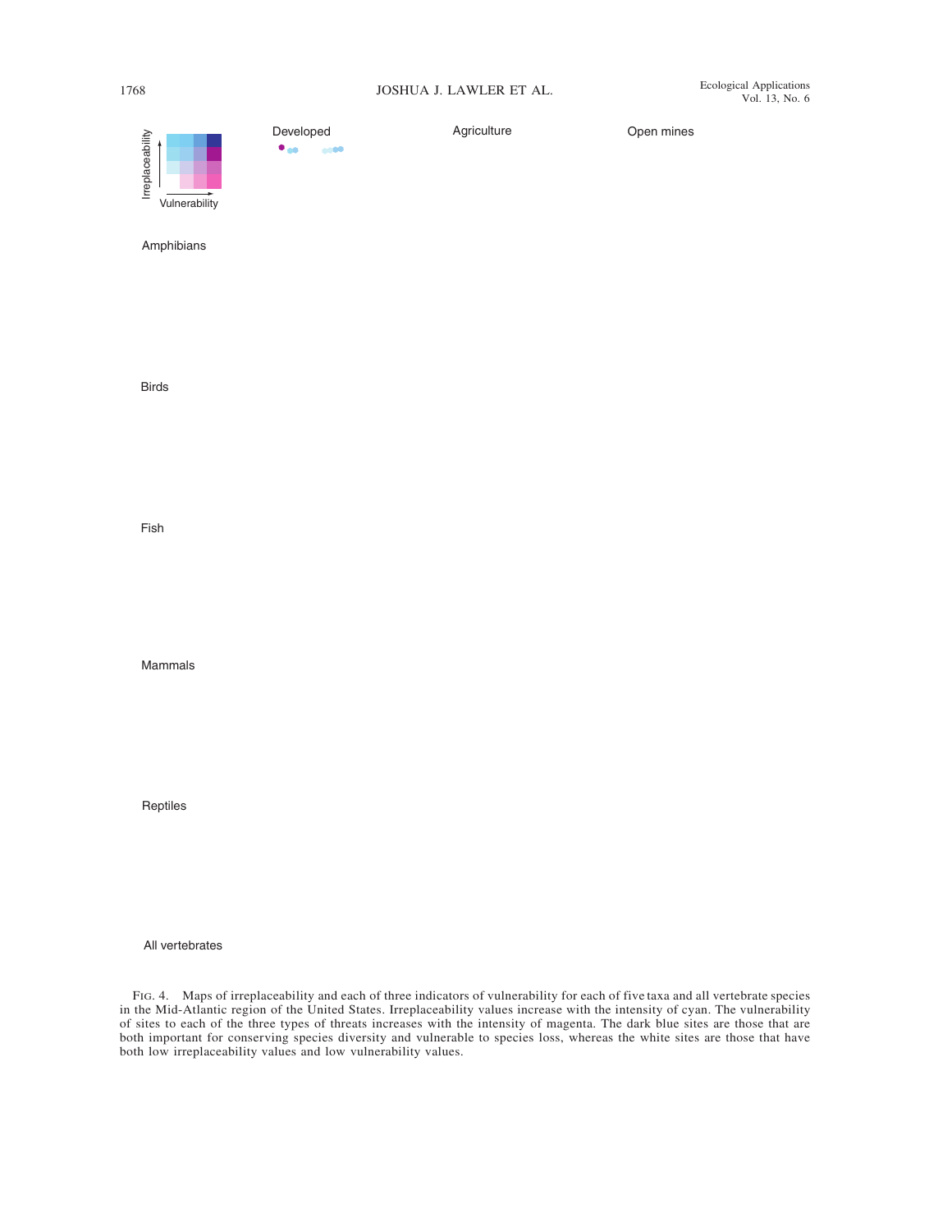Irreplaceability

Vulnerability

Developed

Agriculture

Open mines

Amphibians

Birds

Fish

Mammals

Reptiles

All vertebrates

FIG. 4. Maps of irreplaceability and each of three indicators of vulnerability for each of five taxa and all vertebrate species in the Mid-Atlantic region of the United States. Irreplaceability values increase with the intensity of cyan. The vulnerability of sites to each of the three types of threats increases with the intensity of magenta. The dark blue sites are those that are both important for conserving species diversity and vulnerable to species loss, whereas the white sites are those that have both low irreplaceability values and low vulnerability values.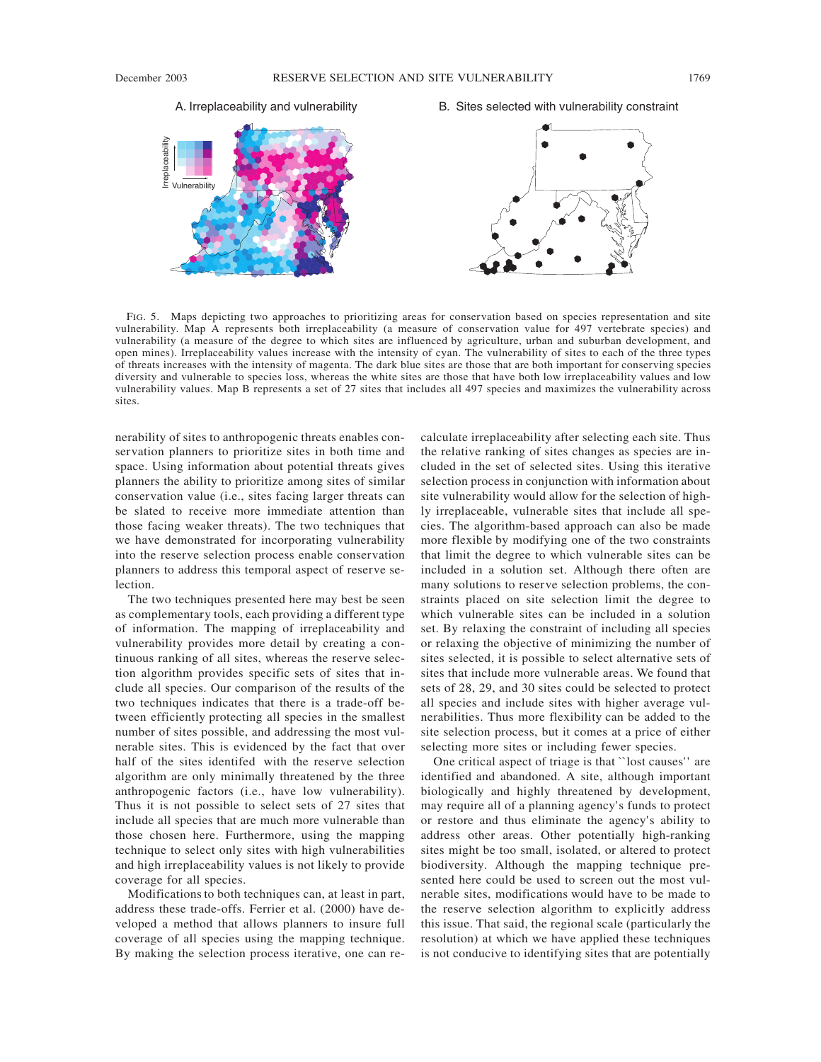A. Irreplaceability and vulnerability

Irreplaceability

Vulnerability

B. Sites selected with vulnerability constraint

FIG. 5. Maps depicting two approaches to prioritizing areas for conservation based on species representation and site vulnerability. Map A represents both irreplaceability (a measure of conservation value for 497 vertebrate species) and vulnerability (a measure of the degree to which sites are influenced by agriculture, urban and suburban development, and open mines). Irreplaceability values increase with the intensity of cyan. The vulnerability of sites to each of the three types of threats increases with the intensity of magenta. The dark blue sites are those that are both important for conserving species diversity and vulnerable to species loss, whereas the white sites are those that have both low irreplaceability values and low vulnerability values. Map B represents a set of 27 sites that includes all 497 species and maximizes the vulnerability across sites.

nerability of sites to anthropogenic threats enables conservation planners to prioritize sites in both time and space. Using information about potential threats gives planners the ability to prioritize among sites of similar conservation value (i.e., sites facing larger threats can be slated to receive more immediate attention than those facing weaker threats). The two techniques that we have demonstrated for incorporating vulnerability into the reserve selection process enable conservation planners to address this temporal aspect of reserve selection.

The two techniques presented here may best be seen as complementary tools, each providing a different type of information. The mapping of irreplaceability and vulnerability provides more detail by creating a continuous ranking of all sites, whereas the reserve selection algorithm provides specific sets of sites that include all species. Our comparison of the results of the two techniques indicates that there is a trade-off between efficiently protecting all species in the smallest number of sites possible, and addressing the most vulnerable sites. This is evidenced by the fact that over half of the sites identifed with the reserve selection algorithm are only minimally threatened by the three anthropogenic factors (i.e., have low vulnerability). Thus it is not possible to select sets of 27 sites that include all species that are much more vulnerable than those chosen here. Furthermore, using the mapping technique to select only sites with high vulnerabilities and high irreplaceability values is not likely to provide coverage for all species.

Modifications to both techniques can, at least in part, address these trade-offs. Ferrier et al. (2000) have developed a method that allows planners to insure full coverage of all species using the mapping technique. By making the selection process iterative, one can recalculate irreplaceability after selecting each site. Thus the relative ranking of sites changes as species are included in the set of selected sites. Using this iterative selection process in conjunction with information about site vulnerability would allow for the selection of highly irreplaceable, vulnerable sites that include all species. The algorithm-based approach can also be made more flexible by modifying one of the two constraints that limit the degree to which vulnerable sites can be included in a solution set. Although there often are many solutions to reserve selection problems, the constraints placed on site selection limit the degree to which vulnerable sites can be included in a solution set. By relaxing the constraint of including all species or relaxing the objective of minimizing the number of sites selected, it is possible to select alternative sets of sites that include more vulnerable areas. We found that sets of 28, 29, and 30 sites could be selected to protect all species and include sites with higher average vulnerabilities. Thus more flexibility can be added to the site selection process, but it comes at a price of either selecting more sites or including fewer species.

One critical aspect of triage is that ``lost causes'' are identified and abandoned. A site, although important biologically and highly threatened by development, may require all of a planning agency's funds to protect or restore and thus eliminate the agency's ability to address other areas. Other potentially high-ranking sites might be too small, isolated, or altered to protect biodiversity. Although the mapping technique presented here could be used to screen out the most vulnerable sites, modifications would have to be made to the reserve selection algorithm to explicitly address this issue. That said, the regional scale (particularly the resolution) at which we have applied these techniques is not conducive to identifying sites that are potentially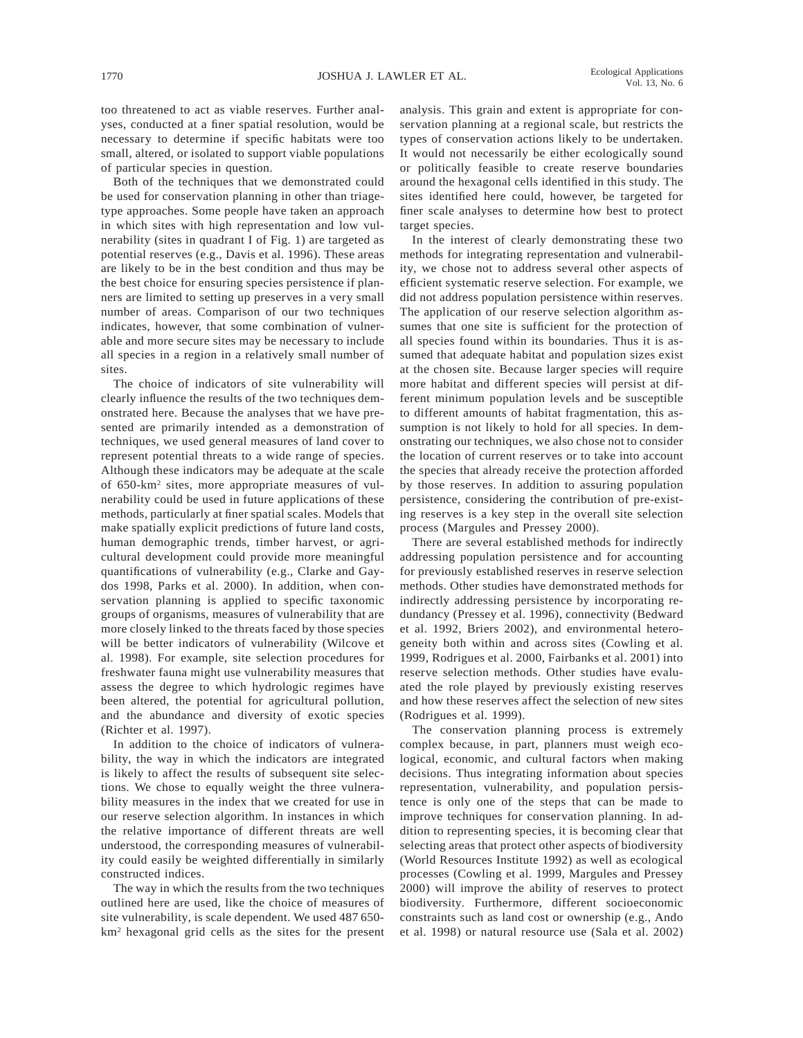too threatened to act as viable reserves. Further analyses, conducted at a finer spatial resolution, would be necessary to determine if specific habitats were too small, altered, or isolated to support viable populations of particular species in question.

Both of the techniques that we demonstrated could be used for conservation planning in other than triage-type approaches. Some people have taken an approach in which sites with high representation and low vulnerability (sites in quadrant I of Fig. 1) are targeted as potential reserves (e.g., Davis et al. 1996). These areas are likely to be in the best condition and thus may be the best choice for ensuring species persistence if planners are limited to setting up preserves in a very small number of areas. Comparison of our two techniques indicates, however, that some combination of vulnerable and more secure sites may be necessary to include all species in a region in a relatively small number of sites.

The choice of indicators of site vulnerability will clearly influence the results of the two techniques demonstrated here. Because the analyses that we have presented are primarily intended as a demonstration of techniques, we used general measures of land cover to represent potential threats to a wide range of species. Although these indicators may be adequate at the scale of 650-km$^2$ sites, more appropriate measures of vulnerability could be used in future applications of these methods, particularly at finer spatial scales. Models that make spatially explicit predictions of future land costs, human demographic trends, timber harvest, or agricultural development could provide more meaningful quantifications of vulnerability (e.g., Clarke and Gaydos 1998, Parks et al. 2000). In addition, when conservation planning is applied to specific taxonomic groups of organisms, measures of vulnerability that are more closely linked to the threats faced by those species will be better indicators of vulnerability (Wilcove et al. 1998). For example, site selection procedures for freshwater fauna might use vulnerability measures that assess the degree to which hydrologic regimes have been altered, the potential for agricultural pollution, and the abundance and diversity of exotic species (Richter et al. 1997).

In addition to the choice of indicators of vulnerability, the way in which the indicators are integrated is likely to affect the results of subsequent site selections. We chose to equally weight the three vulnerability measures in the index that we created for use in our reserve selection algorithm. In instances in which the relative importance of different threats are well understood, the corresponding measures of vulnerability could easily be weighted differentially in similarly constructed indices.

The way in which the results from the two techniques outlined here are used, like the choice of measures of site vulnerability, is scale dependent. We used 487 650-km$^2$ hexagonal grid cells as the sites for the present analysis. This grain and extent is appropriate for conservation planning at a regional scale, but restricts the types of conservation actions likely to be undertaken. It would not necessarily be either ecologically sound or politically feasible to create reserve boundaries around the hexagonal cells identified in this study. The sites identified here could, however, be targeted for finer scale analyses to determine how best to protect target species.

In the interest of clearly demonstrating these two methods for integrating representation and vulnerability, we chose not to address several other aspects of efficient systematic reserve selection. For example, we did not address population persistence within reserves. The application of our reserve selection algorithm assumes that one site is sufficient for the protection of all species found within its boundaries. Thus it is assumed that adequate habitat and population sizes exist at the chosen site. Because larger species will require more habitat and different species will persist at different minimum population levels and be susceptible to different amounts of habitat fragmentation, this assumption is not likely to hold for all species. In demonstrating our techniques, we also chose not to consider the location of current reserves or to take into account the species that already receive the protection afforded by those reserves. In addition to assuring population persistence, considering the contribution of pre-existing reserves is a key step in the overall site selection process (Margules and Pressey 2000).

There are several established methods for indirectly addressing population persistence and for accounting for previously established reserves in reserve selection methods. Other studies have demonstrated methods for indirectly addressing persistence by incorporating redundancy (Pressey et al. 1996), connectivity (Bedward et al. 1992, Briers 2002), and environmental heterogeneity both within and across sites (Cowling et al. 1999, Rodrigues et al. 2000, Fairbanks et al. 2001) into reserve selection methods. Other studies have evaluated the role played by previously existing reserves and how these reserves affect the selection of new sites (Rodrigues et al. 1999).

The conservation planning process is extremely complex because, in part, planners must weigh ecological, economic, and cultural factors when making decisions. Thus integrating information about species representation, vulnerability, and population persistence is only one of the steps that can be made to improve techniques for conservation planning. In addition to representing species, it is becoming clear that selecting areas that protect other aspects of biodiversity (World Resources Institute 1992) as well as ecological processes (Cowling et al. 1999, Margules and Pressey 2000) will improve the ability of reserves to protect biodiversity. Furthermore, different socioeconomic constraints such as land cost or ownership (e.g., Ando et al. 1998) or natural resource use (Sala et al. 2002)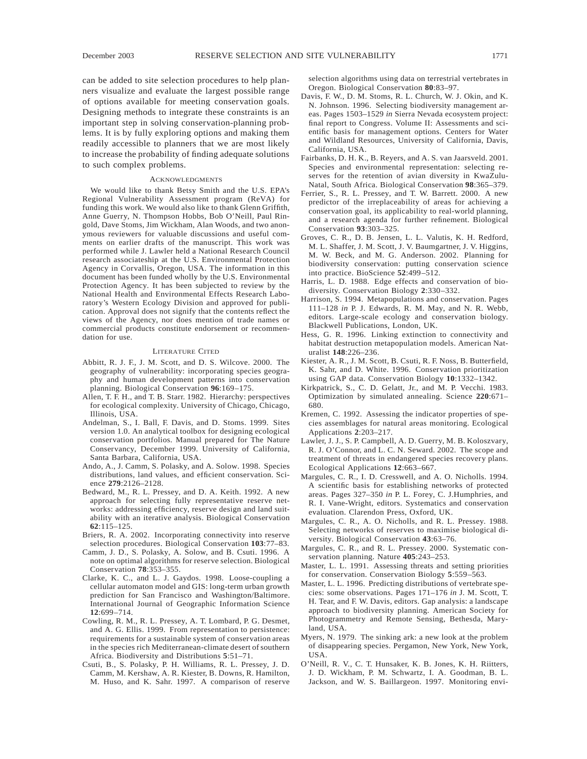can be added to site selection procedures to help planners visualize and evaluate the largest possible range of options available for meeting conservation goals. Designing methods to integrate these constraints is an important step in solving conservation-planning problems. It is by fully exploring options and making them readily accessible to planners that we are most likely to increase the probability of finding adequate solutions to such complex problems.

## Acknowledgments

We would like to thank Betsy Smith and the U.S. EPA's Regional Vulnerability Assessment program (ReVA) for funding this work. We would also like to thank Glenn Griffith, Anne Guerry, N. Thompson Hobbs, Bob O'Neill, Paul Ringold, Dave Stoms, Jim Wickham, Alan Woods, and two anonymous reviewers for valuable discussions and useful comments on earlier drafts of the manuscript. This work was performed while J. Lawler held a National Research Council research associateship at the U.S. Environmental Protection Agency in Corvallis, Oregon, USA. The information in this document has been funded wholly by the U.S. Environmental Protection Agency. It has been subjected to review by the National Health and Environmental Effects Research Laboratory's Western Ecology Division and approved for publication. Approval does not signify that the contents reflect the views of the Agency, nor does mention of trade names or commercial products constitute endorsement or recommendation for use.

## Literature Cited

Abbitt, R. J. F., J. M. Scott, and D. S. Wilcove. 2000. The geography of vulnerability: incorporating species geography and human development patterns into conservation planning. Biological Conservation **96**:169–175.

Allen, T. F. H., and T. B. Starr. 1982. Hierarchy: perspectives for ecological complexity. University of Chicago, Chicago, Illinois, USA.

Andelman, S., I. Ball, F. Davis, and D. Stoms. 1999. Sites version 1.0. An analytical toolbox for designing ecological conservation portfolios. Manual prepared for The Nature Conservancy, December 1999. University of California, Santa Barbara, California, USA.

Ando, A., J. Camm, S. Polasky, and A. Solow. 1998. Species distributions, land values, and efficient conservation. Science **279**:2126–2128.

Bedward, M., R. L. Pressey, and D. A. Keith. 1992. A new approach for selecting fully representative reserve networks: addressing efficiency, reserve design and land suitability with an iterative analysis. Biological Conservation **62**:115–125.

Briers, R. A. 2002. Incorporating connectivity into reserve selection procedures. Biological Conservation **103**:77–83.

Camm, J. D., S. Polasky, A. Solow, and B. Csuti. 1996. A note on optimal algorithms for reserve selection. Biological Conservation **78**:353–355.

Clarke, K. C., and L. J. Gaydos. 1998. Loose-coupling a cellular automaton model and GIS: long-term urban growth prediction for San Francisco and Washington/Baltimore. International Journal of Geographic Information Science **12**:699–714.

Cowling, R. M., R. L. Pressey, A. T. Lombard, P. G. Desmet, and A. G. Ellis. 1999. From representation to persistence: requirements for a sustainable system of conservation areas in the species rich Mediterranean-climate desert of southern Africa. Biodiversity and Distributions **5**:51–71.

Csuti, B., S. Polasky, P. H. Williams, R. L. Pressey, J. D. Camm, M. Kershaw, A. R. Kiester, B. Downs, R. Hamilton, M. Huso, and K. Sahr. 1997. A comparison of reserve selection algorithms using data on terrestrial vertebrates in Oregon. Biological Conservation **80**:83–97.

Davis, F. W., D. M. Stoms, R. L. Church, W. J. Okin, and K. N. Johnson. 1996. Selecting biodiversity management areas. Pages 1503–1529 *in* Sierra Nevada ecosystem project: final report to Congress. Volume II: Assessments and scientific basis for management options. Centers for Water and Wildland Resources, University of California, Davis, California, USA.

Fairbanks, D. H. K., B. Reyers, and A. S. van Jaarsveld. 2001. Species and environmental representation: selecting reserves for the retention of avian diversity in KwaZulu-Natal, South Africa. Biological Conservation **98**:365–379.

Ferrier, S., R. L. Pressey, and T. W. Barrett. 2000. A new predictor of the irreplaceability of areas for achieving a conservation goal, its applicability to real-world planning, and a research agenda for further refinement. Biological Conservation **93**:303–325.

Groves, C. R., D. B. Jensen, L. L. Valutis, K. H. Redford, M. L. Shaffer, J. M. Scott, J. V. Baumgartner, J. V. Higgins, M. W. Beck, and M. G. Anderson. 2002. Planning for biodiversity conservation: putting conservation science into practice. BioScience **52**:499–512.

Harris, L. D. 1988. Edge effects and conservation of biodiversity. Conservation Biology **2**:330–332.

Harrison, S. 1994. Metapopulations and conservation. Pages 111–128 *in* P. J. Edwards, R. M. May, and N. R. Webb, editors. Large-scale ecology and conservation biology. Blackwell Publications, London, UK.

Hess, G. R. 1996. Linking extinction to connectivity and habitat destruction metapopulation models. American Naturalist **148**:226–236.

Kiester, A. R., J. M. Scott, B. Csuti, R. F. Noss, B. Butterfield, K. Sahr, and D. White. 1996. Conservation prioritization using GAP data. Conservation Biology **10**:1332–1342.

Kirkpatrick, S., C. D. Gelatt, Jr., and M. P. Vecchi. 1983. Optimization by simulated annealing. Science **220**:671–680.

Kremen, C. 1992. Assessing the indicator properties of species assemblages for natural areas monitoring. Ecological Applications **2**:203–217.

Lawler, J. J., S. P. Campbell, A. D. Guerry, M. B. Koloszvary, R. J. O'Connor, and L. C. N. Seward. 2002. The scope and treatment of threats in endangered species recovery plans. Ecological Applications **12**:663–667.

Margules, C. R., I. D. Cresswell, and A. O. Nicholls. 1994. A scientific basis for establishing networks of protected areas. Pages 327–350 *in* P. L. Forey, C. J.Humphries, and R. I. Vane-Wright, editors. Systematics and conservation evaluation. Clarendon Press, Oxford, UK.

Margules, C. R., A. O. Nicholls, and R. L. Pressey. 1988. Selecting networks of reserves to maximise biological diversity. Biological Conservation **43**:63–76.

Margules, C. R., and R. L. Pressey. 2000. Systematic conservation planning. Nature **405**:243–253.

Master, L. L. 1991. Assessing threats and setting priorities for conservation. Conservation Biology **5**:559–563.

Master, L. L. 1996. Predicting distributions of vertebrate species: some observations. Pages 171–176 *in* J. M. Scott, T. H. Tear, and F. W. Davis, editors. Gap analysis: a landscape approach to biodiversity planning. American Society for Photogrammetry and Remote Sensing, Bethesda, Maryland, USA.

Myers, N. 1979. The sinking ark: a new look at the problem of disappearing species. Pergamon, New York, New York, USA.

O'Neill, R. V., C. T. Hunsaker, K. B. Jones, K. H. Riitters, J. D. Wickham, P. M. Schwartz, I. A. Goodman, B. L. Jackson, and W. S. Baillargeon. 1997. Monitoring envi-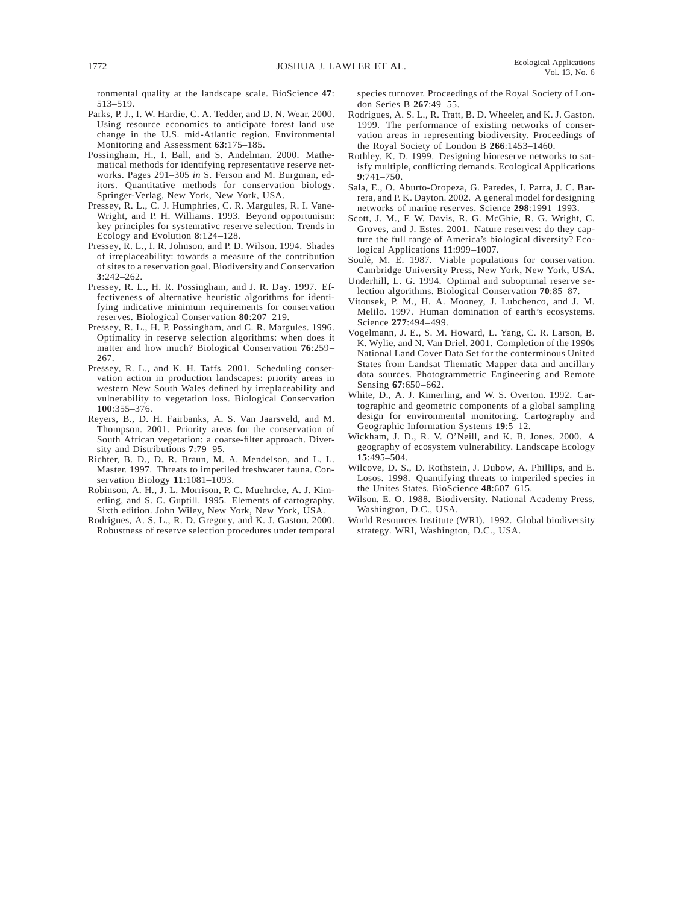ronmental quality at the landscape scale. BioScience **47**: 513–519.

Parks, P. J., I. W. Hardie, C. A. Tedder, and D. N. Wear. 2000. Using resource economics to anticipate forest land use change in the U.S. mid-Atlantic region. Environmental Monitoring and Assessment **63**:175–185.

Possingham, H., I. Ball, and S. Andelman. 2000. Mathematical methods for identifying representative reserve networks. Pages 291–305 *in* S. Ferson and M. Burgman, editors. Quantitative methods for conservation biology. Springer-Verlag, New York, New York, USA.

Pressey, R. L., C. J. Humphries, C. R. Margules, R. I. Vane-Wright, and P. H. Williams. 1993. Beyond opportunism: key principles for systemativc reserve selection. Trends in Ecology and Evolution **8**:124–128.

Pressey, R. L., I. R. Johnson, and P. D. Wilson. 1994. Shades of irreplaceability: towards a measure of the contribution of sites to a reservation goal. Biodiversity and Conservation **3**:242–262.

Pressey, R. L., H. R. Possingham, and J. R. Day. 1997. Effectiveness of alternative heuristic algorithms for identifying indicative minimum requirements for conservation reserves. Biological Conservation **80**:207–219.

Pressey, R. L., H. P. Possingham, and C. R. Margules. 1996. Optimality in reserve selection algorithms: when does it matter and how much? Biological Conservation **76**:259–267.

Pressey, R. L., and K. H. Taffs. 2001. Scheduling conservation action in production landscapes: priority areas in western New South Wales defined by irreplaceability and vulnerability to vegetation loss. Biological Conservation **100**:355–376.

Reyers, B., D. H. Fairbanks, A. S. Van Jaarsveld, and M. Thompson. 2001. Priority areas for the conservation of South African vegetation: a coarse-filter approach. Diversity and Distributions **7**:79–95.

Richter, B. D., D. R. Braun, M. A. Mendelson, and L. L. Master. 1997. Threats to imperiled freshwater fauna. Conservation Biology **11**:1081–1093.

Robinson, A. H., J. L. Morrison, P. C. Muehrcke, A. J. Kimerling, and S. C. Guptill. 1995. Elements of cartography. Sixth edition. John Wiley, New York, New York, USA.

Rodrigues, A. S. L., R. D. Gregory, and K. J. Gaston. 2000. Robustness of reserve selection procedures under temporal species turnover. Proceedings of the Royal Society of London Series B **267**:49–55.

Rodrigues, A. S. L., R. Tratt, B. D. Wheeler, and K. J. Gaston. 1999. The performance of existing networks of conservation areas in representing biodiversity. Proceedings of the Royal Society of London B **266**:1453–1460.

Rothley, K. D. 1999. Designing bioreserve networks to satisfy multiple, conflicting demands. Ecological Applications **9**:741–750.

Sala, E., O. Aburto-Oropeza, G. Paredes, I. Parra, J. C. Barrera, and P. K. Dayton. 2002. A general model for designing networks of marine reserves. Science **298**:1991–1993.

Scott, J. M., F. W. Davis, R. G. McGhie, R. G. Wright, C. Groves, and J. Estes. 2001. Nature reserves: do they capture the full range of America's biological diversity? Ecological Applications **11**:999–1007.

Soulé, M. E. 1987. Viable populations for conservation. Cambridge University Press, New York, New York, USA.

Underhill, L. G. 1994. Optimal and suboptimal reserve selection algorithms. Biological Conservation **70**:85–87.

Vitousek, P. M., H. A. Mooney, J. Lubchenco, and J. M. Melilo. 1997. Human domination of earth's ecosystems. Science **277**:494–499.

Vogelmann, J. E., S. M. Howard, L. Yang, C. R. Larson, B. K. Wylie, and N. Van Driel. 2001. Completion of the 1990s National Land Cover Data Set for the conterminous United States from Landsat Thematic Mapper data and ancillary data sources. Photogrammetric Engineering and Remote Sensing **67**:650–662.

White, D., A. J. Kimerling, and W. S. Overton. 1992. Cartographic and geometric components of a global sampling design for environmental monitoring. Cartography and Geographic Information Systems **19**:5–12.

Wickham, J. D., R. V. O'Neill, and K. B. Jones. 2000. A geography of ecosystem vulnerability. Landscape Ecology **15**:495–504.

Wilcove, D. S., D. Rothstein, J. Dubow, A. Phillips, and E. Losos. 1998. Quantifying threats to imperiled species in the Unites States. BioScience **48**:607–615.

Wilson, E. O. 1988. Biodiversity. National Academy Press, Washington, D.C., USA.

World Resources Institute (WRI). 1992. Global biodiversity strategy. WRI, Washington, D.C., USA.